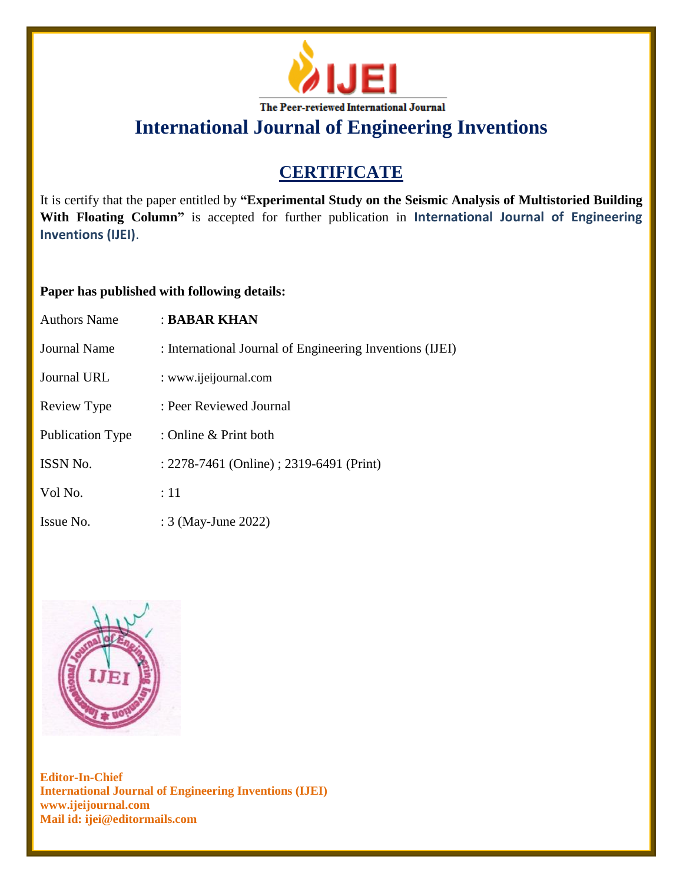IJEI

The Peer-reviewed International Journal

# International Journal of Engineering Inventions

## CERTIFICATE

It is certify that the paper entitled by **"Experimental Study on the Seismic Analysis of Multistoried Building With Floating Column"** is accepted for further publication in **International Journal of Engineering Inventions (IJEI)**.

**Paper has published with following details:**

| | |
|---|---|
| Authors Name | : **BABAR KHAN** |
| Journal Name | : International Journal of Engineering Inventions (IJEI) |
| Journal URL | : www.ijeijournal.com |
| Review Type | : Peer Reviewed Journal |
| Publication Type | : Online & Print both |
| ISSN No. | : 2278-7461 (Online) ; 2319-6491 (Print) |
| Vol No. | : 11 |
| Issue No. | : 3 (May-June 2022) |

**Editor-In-Chief**
**International Journal of Engineering Inventions (IJEI)**
**www.ijeijournal.com**
**Mail id: ijei@editormails.com**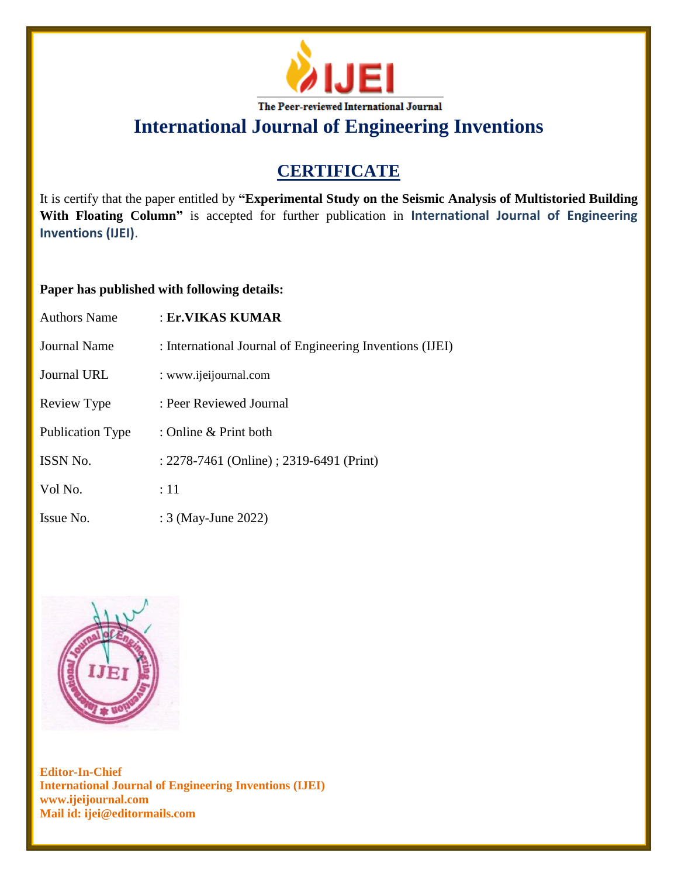The Peer-reviewed International Journal

# International Journal of Engineering Inventions

## CERTIFICATE

It is certify that the paper entitled by **"Experimental Study on the Seismic Analysis of Multistoried Building With Floating Column"** is accepted for further publication in **International Journal of Engineering Inventions (IJEI)**.

**Paper has published with following details:**

| | |
|---|---|
| Authors Name | : **Er.VIKAS KUMAR** |
| Journal Name | : International Journal of Engineering Inventions (IJEI) |
| Journal URL | : www.ijeijournal.com |
| Review Type | : Peer Reviewed Journal |
| Publication Type | : Online & Print both |
| ISSN No. | : 2278-7461 (Online) ; 2319-6491 (Print) |
| Vol No. | : 11 |
| Issue No. | : 3 (May-June 2022) |

**Editor-In-Chief**
**International Journal of Engineering Inventions (IJEI)**
**www.ijeijournal.com**
**Mail id: ijei@editormails.com**